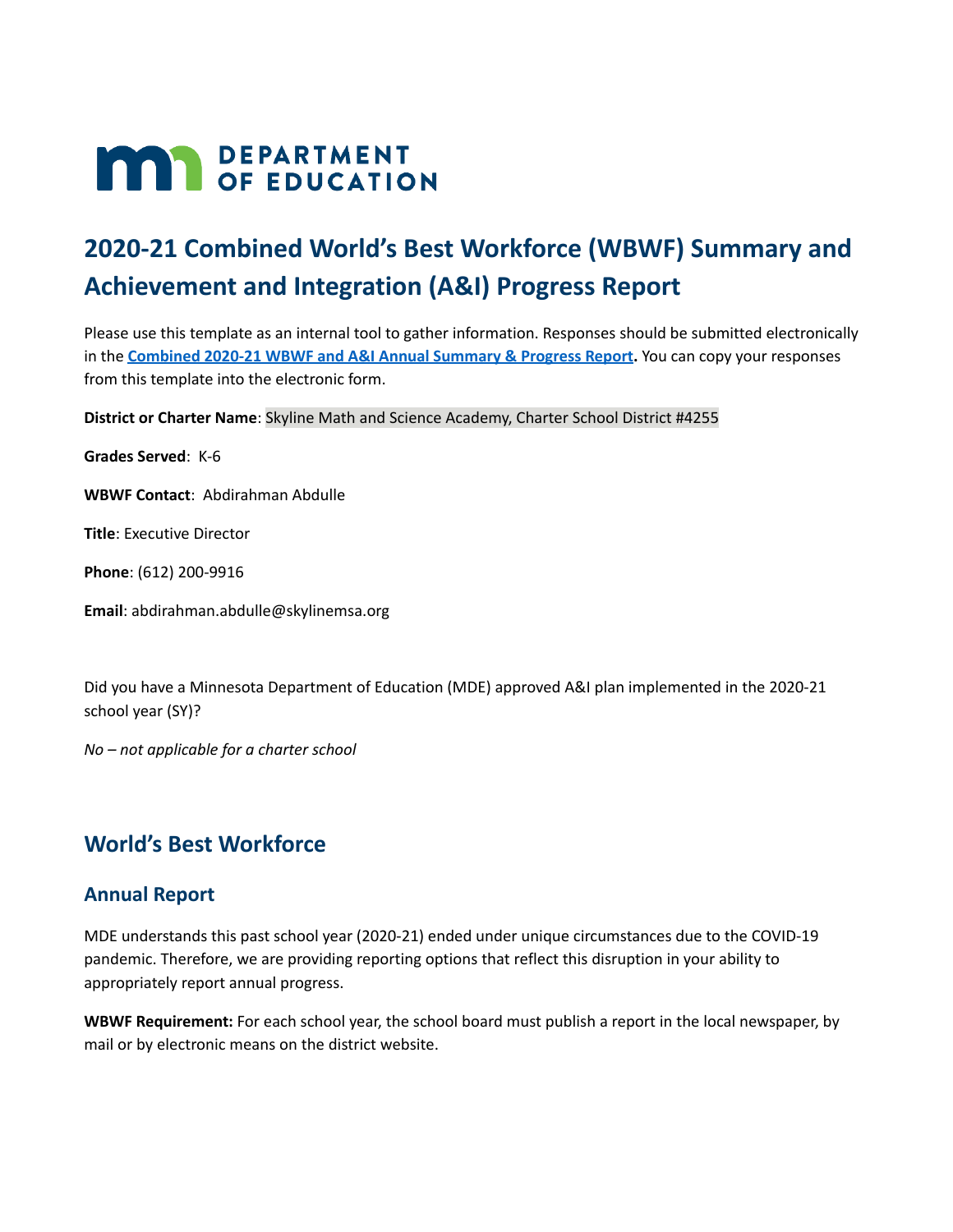# 2020-21 Combined World's Best Workforce (WBWF) Summary and Achievement and Integration (A&I) Progress Report

Please use this template as an internal tool to gather information. Responses should be submitted electronically in the **Combined 2020-21 WBWF and A&I Annual Summary & Progress Report.** You can copy your responses from this template into the electronic form.

**District or Charter Name**: Skyline Math and Science Academy, Charter School District #4255

**Grades Served**: K-6

**WBWF Contact**: Abdirahman Abdulle

**Title**: Executive Director

**Phone**: (612) 200-9916

**Email**: abdirahman.abdulle@skylinemsa.org

Did you have a Minnesota Department of Education (MDE) approved A&I plan implemented in the 2020-21 school year (SY)?

*No – not applicable for a charter school*

## World's Best Workforce

### Annual Report

MDE understands this past school year (2020-21) ended under unique circumstances due to the COVID-19 pandemic. Therefore, we are providing reporting options that reflect this disruption in your ability to appropriately report annual progress.

**WBWF Requirement:** For each school year, the school board must publish a report in the local newspaper, by mail or by electronic means on the district website.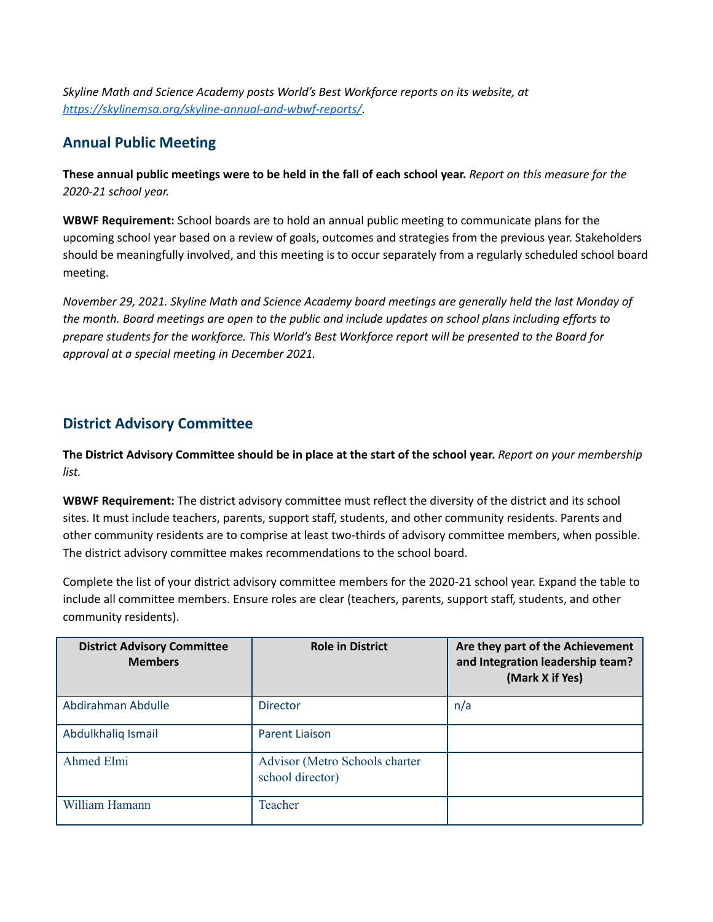*Skyline Math and Science Academy posts World's Best Workforce reports on its website, at [https://skylinemsa.org/skyline-annual-and-wbwf-reports/](https://skylinemsa.org/skyline-annual-and-wbwf-reports/).*

## Annual Public Meeting

**These annual public meetings were to be held in the fall of each school year.** *Report on this measure for the 2020-21 school year.*

**WBWF Requirement:** School boards are to hold an annual public meeting to communicate plans for the upcoming school year based on a review of goals, outcomes and strategies from the previous year. Stakeholders should be meaningfully involved, and this meeting is to occur separately from a regularly scheduled school board meeting.

*November 29, 2021. Skyline Math and Science Academy board meetings are generally held the last Monday of the month. Board meetings are open to the public and include updates on school plans including efforts to prepare students for the workforce. This World's Best Workforce report will be presented to the Board for approval at a special meeting in December 2021.*

## District Advisory Committee

**The District Advisory Committee should be in place at the start of the school year.** *Report on your membership list.*

**WBWF Requirement:** The district advisory committee must reflect the diversity of the district and its school sites. It must include teachers, parents, support staff, students, and other community residents. Parents and other community residents are to comprise at least two-thirds of advisory committee members, when possible. The district advisory committee makes recommendations to the school board.

Complete the list of your district advisory committee members for the 2020-21 school year. Expand the table to include all committee members. Ensure roles are clear (teachers, parents, support staff, students, and other community residents).

| District Advisory Committee Members | Role in District | Are they part of the Achievement and Integration leadership team? (Mark X if Yes) |
|---|---|---|
| Abdirahman Abdulle | Director | n/a |
| Abdulkhaliq Ismail | Parent Liaison | |
| Ahmed Elmi | Advisor (Metro Schools charter school director) | |
| William Hamann | Teacher | |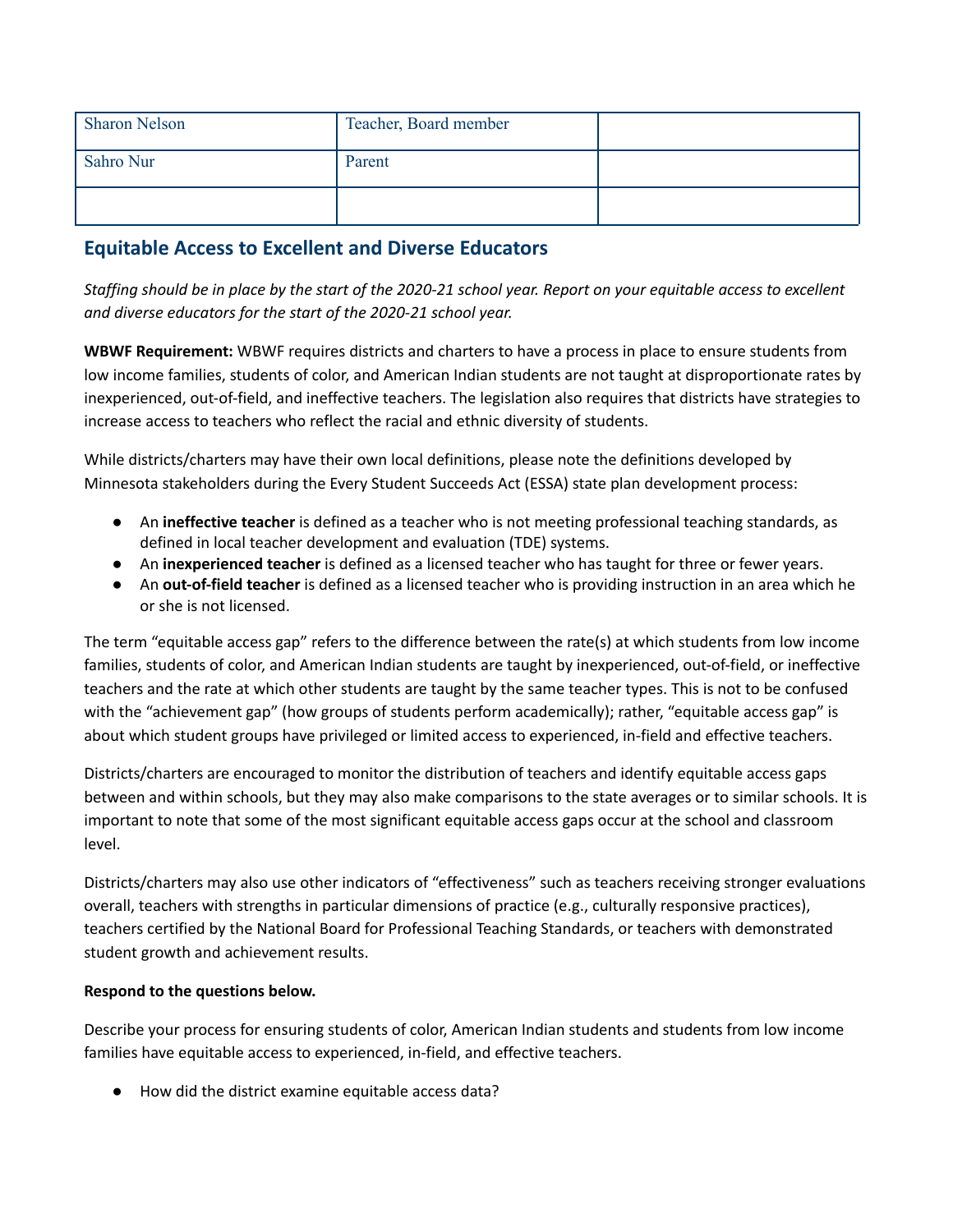| Sharon Nelson | Teacher, Board member | |
|---|---|---|
| Sahro Nur | Parent | |
| | | |

## Equitable Access to Excellent and Diverse Educators

*Staffing should be in place by the start of the 2020-21 school year. Report on your equitable access to excellent and diverse educators for the start of the 2020-21 school year.*

**WBWF Requirement:** WBWF requires districts and charters to have a process in place to ensure students from low income families, students of color, and American Indian students are not taught at disproportionate rates by inexperienced, out-of-field, and ineffective teachers. The legislation also requires that districts have strategies to increase access to teachers who reflect the racial and ethnic diversity of students.

While districts/charters may have their own local definitions, please note the definitions developed by Minnesota stakeholders during the Every Student Succeeds Act (ESSA) state plan development process:

- An **ineffective teacher** is defined as a teacher who is not meeting professional teaching standards, as defined in local teacher development and evaluation (TDE) systems.
- An **inexperienced teacher** is defined as a licensed teacher who has taught for three or fewer years.
- An **out-of-field teacher** is defined as a licensed teacher who is providing instruction in an area which he or she is not licensed.

The term "equitable access gap" refers to the difference between the rate(s) at which students from low income families, students of color, and American Indian students are taught by inexperienced, out-of-field, or ineffective teachers and the rate at which other students are taught by the same teacher types. This is not to be confused with the "achievement gap" (how groups of students perform academically); rather, "equitable access gap" is about which student groups have privileged or limited access to experienced, in-field and effective teachers.

Districts/charters are encouraged to monitor the distribution of teachers and identify equitable access gaps between and within schools, but they may also make comparisons to the state averages or to similar schools. It is important to note that some of the most significant equitable access gaps occur at the school and classroom level.

Districts/charters may also use other indicators of "effectiveness" such as teachers receiving stronger evaluations overall, teachers with strengths in particular dimensions of practice (e.g., culturally responsive practices), teachers certified by the National Board for Professional Teaching Standards, or teachers with demonstrated student growth and achievement results.

**Respond to the questions below.**

Describe your process for ensuring students of color, American Indian students and students from low income families have equitable access to experienced, in-field, and effective teachers.

- How did the district examine equitable access data?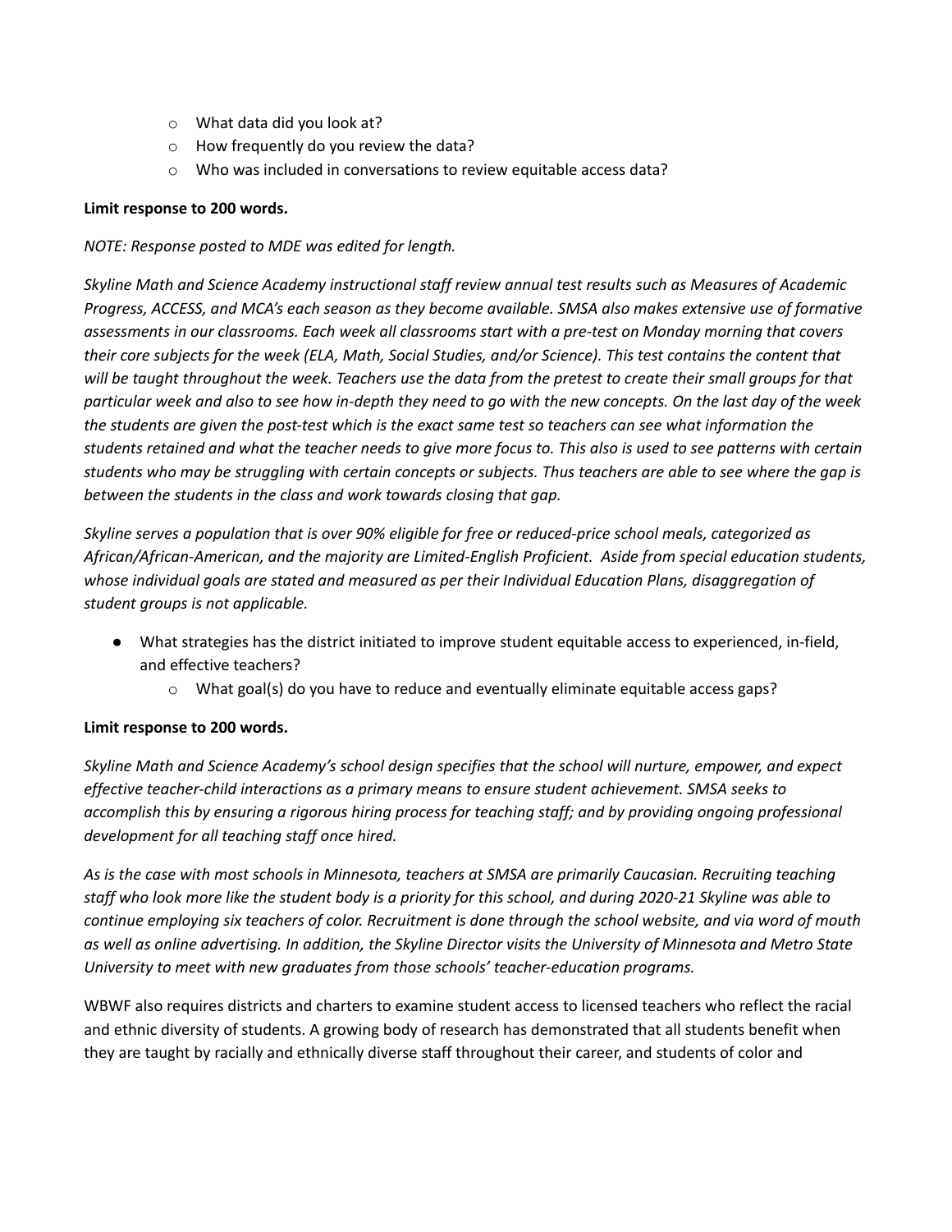- What data did you look at?
  - How frequently do you review the data?
  - Who was included in conversations to review equitable access data?

**Limit response to 200 words.**

*NOTE: Response posted to MDE was edited for length.*

*Skyline Math and Science Academy instructional staff review annual test results such as Measures of Academic Progress, ACCESS, and MCA's each season as they become available. SMSA also makes extensive use of formative assessments in our classrooms. Each week all classrooms start with a pre-test on Monday morning that covers their core subjects for the week (ELA, Math, Social Studies, and/or Science). This test contains the content that will be taught throughout the week. Teachers use the data from the pretest to create their small groups for that particular week and also to see how in-depth they need to go with the new concepts. On the last day of the week the students are given the post-test which is the exact same test so teachers can see what information the students retained and what the teacher needs to give more focus to. This also is used to see patterns with certain students who may be struggling with certain concepts or subjects. Thus teachers are able to see where the gap is between the students in the class and work towards closing that gap.*

*Skyline serves a population that is over 90% eligible for free or reduced-price school meals, categorized as African/African-American, and the majority are Limited-English Proficient. Aside from special education students, whose individual goals are stated and measured as per their Individual Education Plans, disaggregation of student groups is not applicable.*

- What strategies has the district initiated to improve student equitable access to experienced, in-field, and effective teachers?
  - What goal(s) do you have to reduce and eventually eliminate equitable access gaps?

**Limit response to 200 words.**

*Skyline Math and Science Academy's school design specifies that the school will nurture, empower, and expect effective teacher-child interactions as a primary means to ensure student achievement. SMSA seeks to accomplish this by ensuring a rigorous hiring process for teaching staff; and by providing ongoing professional development for all teaching staff once hired.*

*As is the case with most schools in Minnesota, teachers at SMSA are primarily Caucasian. Recruiting teaching staff who look more like the student body is a priority for this school, and during 2020-21 Skyline was able to continue employing six teachers of color. Recruitment is done through the school website, and via word of mouth as well as online advertising. In addition, the Skyline Director visits the University of Minnesota and Metro State University to meet with new graduates from those schools' teacher-education programs.*

WBWF also requires districts and charters to examine student access to licensed teachers who reflect the racial and ethnic diversity of students. A growing body of research has demonstrated that all students benefit when they are taught by racially and ethnically diverse staff throughout their career, and students of color and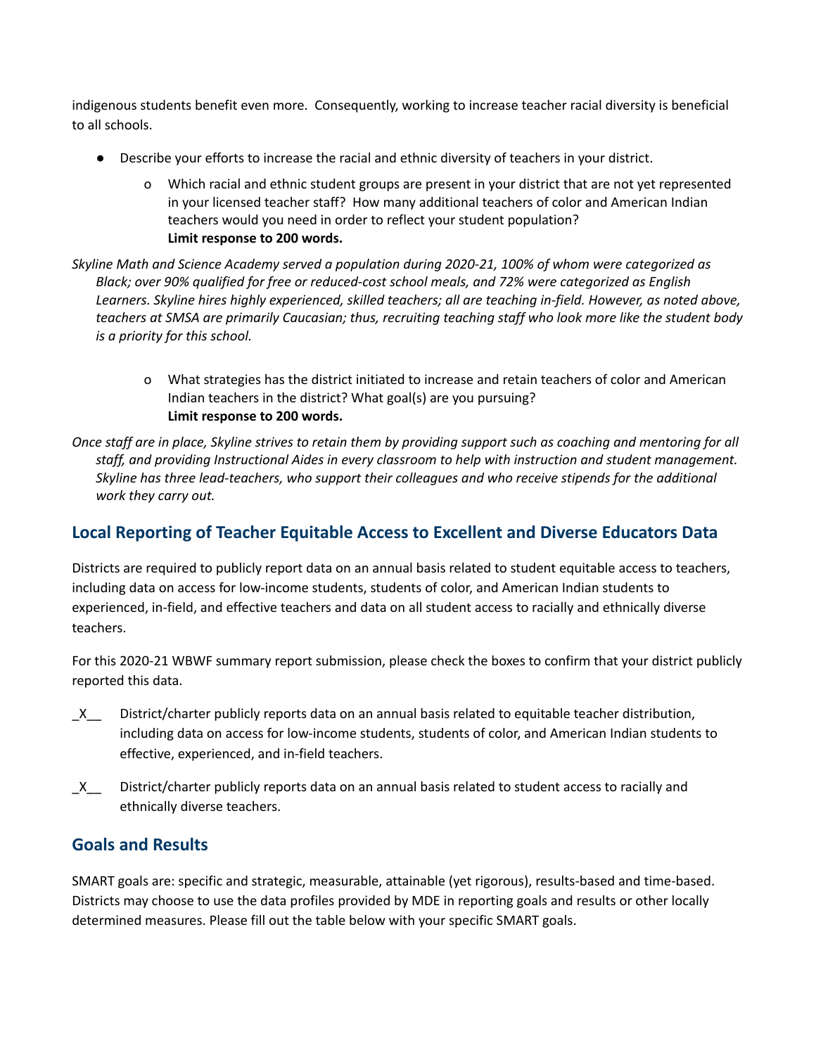indigenous students benefit even more. Consequently, working to increase teacher racial diversity is beneficial to all schools.

- Describe your efforts to increase the racial and ethnic diversity of teachers in your district.
    - o Which racial and ethnic student groups are present in your district that are not yet represented in your licensed teacher staff? How many additional teachers of color and American Indian teachers would you need in order to reflect your student population?
      **Limit response to 200 words.**

*Skyline Math and Science Academy served a population during 2020-21, 100% of whom were categorized as Black; over 90% qualified for free or reduced-cost school meals, and 72% were categorized as English Learners. Skyline hires highly experienced, skilled teachers; all are teaching in-field. However, as noted above, teachers at SMSA are primarily Caucasian; thus, recruiting teaching staff who look more like the student body is a priority for this school.*

- o What strategies has the district initiated to increase and retain teachers of color and American Indian teachers in the district? What goal(s) are you pursuing?
  **Limit response to 200 words.**

*Once staff are in place, Skyline strives to retain them by providing support such as coaching and mentoring for all staff, and providing Instructional Aides in every classroom to help with instruction and student management. Skyline has three lead-teachers, who support their colleagues and who receive stipends for the additional work they carry out.*

## Local Reporting of Teacher Equitable Access to Excellent and Diverse Educators Data

Districts are required to publicly report data on an annual basis related to student equitable access to teachers, including data on access for low-income students, students of color, and American Indian students to experienced, in-field, and effective teachers and data on all student access to racially and ethnically diverse teachers.

For this 2020-21 WBWF summary report submission, please check the boxes to confirm that your district publicly reported this data.

_X__ District/charter publicly reports data on an annual basis related to equitable teacher distribution, including data on access for low-income students, students of color, and American Indian students to effective, experienced, and in-field teachers.

_X__ District/charter publicly reports data on an annual basis related to student access to racially and ethnically diverse teachers.

## Goals and Results

SMART goals are: specific and strategic, measurable, attainable (yet rigorous), results-based and time-based. Districts may choose to use the data profiles provided by MDE in reporting goals and results or other locally determined measures. Please fill out the table below with your specific SMART goals.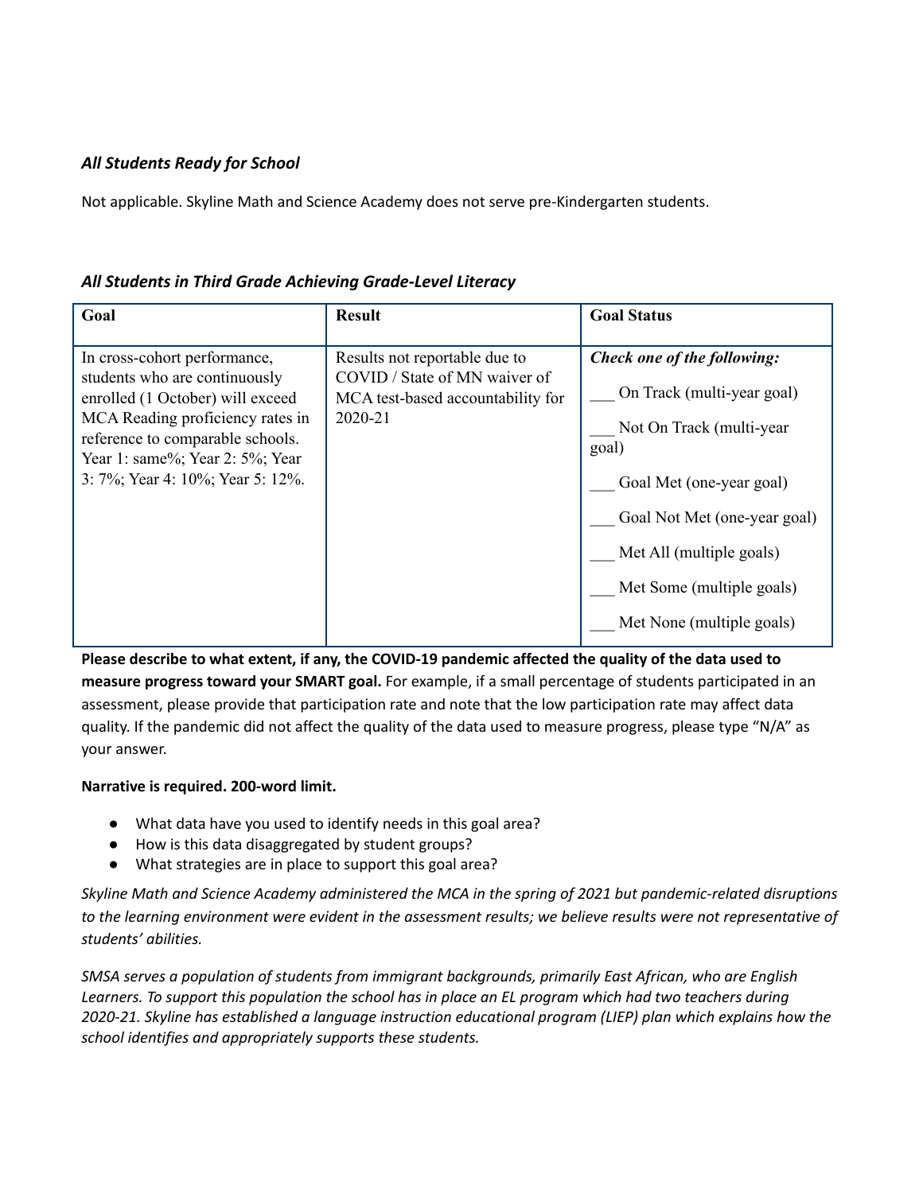### *All Students Ready for School*

Not applicable. Skyline Math and Science Academy does not serve pre-Kindergarten students.

### *All Students in Third Grade Achieving Grade-Level Literacy*

| Goal | Result | Goal Status |
| --- | --- | --- |
| In cross-cohort performance, students who are continuously enrolled (1 October) will exceed MCA Reading proficiency rates in reference to comparable schools. Year 1: same%; Year 2: 5%; Year 3: 7%; Year 4: 10%; Year 5: 12%. | Results not reportable due to COVID / State of MN waiver of MCA test-based accountability for 2020-21 | ***Check one of the following:*** <br> ___ On Track (multi-year goal) <br> ___ Not On Track (multi-year goal) <br> ___ Goal Met (one-year goal) <br> ___ Goal Not Met (one-year goal) <br> ___ Met All (multiple goals) <br> ___ Met Some (multiple goals) <br> ___ Met None (multiple goals) |

**Please describe to what extent, if any, the COVID-19 pandemic affected the quality of the data used to measure progress toward your SMART goal.** For example, if a small percentage of students participated in an assessment, please provide that participation rate and note that the low participation rate may affect data quality. If the pandemic did not affect the quality of the data used to measure progress, please type "N/A" as your answer.

**Narrative is required. 200-word limit.**

- What data have you used to identify needs in this goal area?
- How is this data disaggregated by student groups?
- What strategies are in place to support this goal area?

*Skyline Math and Science Academy administered the MCA in the spring of 2021 but pandemic-related disruptions to the learning environment were evident in the assessment results; we believe results were not representative of students' abilities.*

*SMSA serves a population of students from immigrant backgrounds, primarily East African, who are English Learners. To support this population the school has in place an EL program which had two teachers during 2020-21. Skyline has established a language instruction educational program (LIEP) plan which explains how the school identifies and appropriately supports these students.*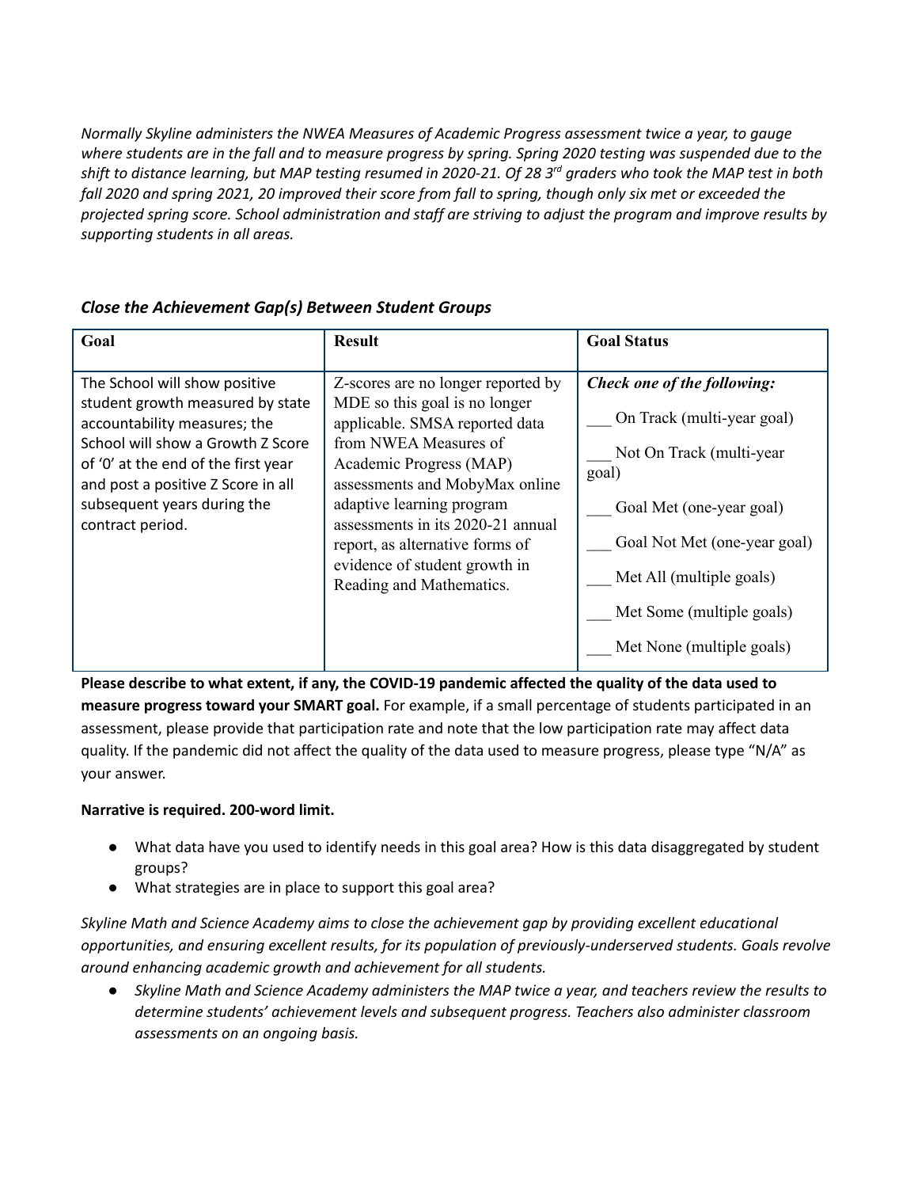*Normally Skyline administers the NWEA Measures of Academic Progress assessment twice a year, to gauge where students are in the fall and to measure progress by spring. Spring 2020 testing was suspended due to the shift to distance learning, but MAP testing resumed in 2020-21. Of 28 3rd graders who took the MAP test in both fall 2020 and spring 2021, 20 improved their score from fall to spring, though only six met or exceeded the projected spring score. School administration and staff are striving to adjust the program and improve results by supporting students in all areas.*

### *Close the Achievement Gap(s) Between Student Groups*

| Goal | Result | Goal Status |
|---|---|---|
| The School will show positive student growth measured by state accountability measures; the School will show a Growth Z Score of '0' at the end of the first year and post a positive Z Score in all subsequent years during the contract period. | Z-scores are no longer reported by MDE so this goal is no longer applicable. SMSA reported data from NWEA Measures of Academic Progress (MAP) assessments and MobyMax online adaptive learning program assessments in its 2020-21 annual report, as alternative forms of evidence of student growth in Reading and Mathematics. | ***Check one of the following:*** <br> ___ On Track (multi-year goal) <br> ___ Not On Track (multi-year goal) <br> ___ Goal Met (one-year goal) <br> ___ Goal Not Met (one-year goal) <br> ___ Met All (multiple goals) <br> ___ Met Some (multiple goals) <br> ___ Met None (multiple goals) |

**Please describe to what extent, if any, the COVID-19 pandemic affected the quality of the data used to measure progress toward your SMART goal.** For example, if a small percentage of students participated in an assessment, please provide that participation rate and note that the low participation rate may affect data quality. If the pandemic did not affect the quality of the data used to measure progress, please type "N/A" as your answer.

**Narrative is required. 200-word limit.**

- What data have you used to identify needs in this goal area? How is this data disaggregated by student groups?
- What strategies are in place to support this goal area?

*Skyline Math and Science Academy aims to close the achievement gap by providing excellent educational opportunities, and ensuring excellent results, for its population of previously-underserved students. Goals revolve around enhancing academic growth and achievement for all students.*

- *Skyline Math and Science Academy administers the MAP twice a year, and teachers review the results to determine students' achievement levels and subsequent progress. Teachers also administer classroom assessments on an ongoing basis.*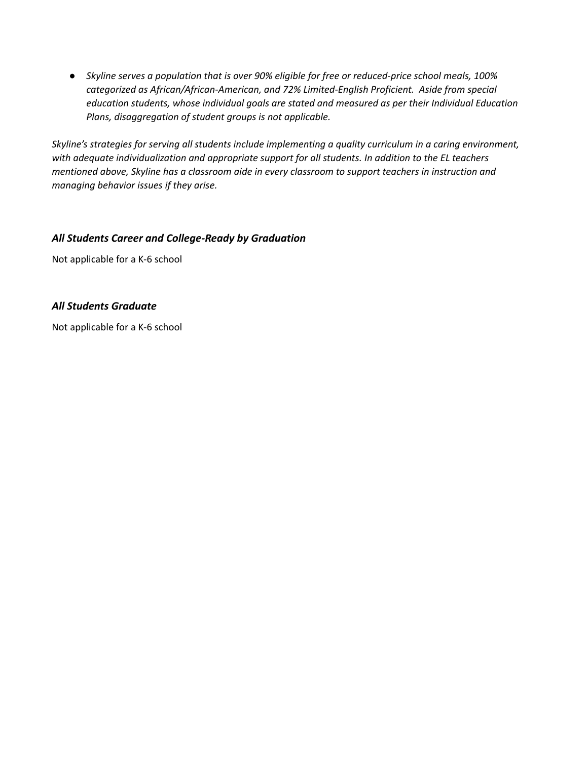- *Skyline serves a population that is over 90% eligible for free or reduced-price school meals, 100% categorized as African/African-American, and 72% Limited-English Proficient. Aside from special education students, whose individual goals are stated and measured as per their Individual Education Plans, disaggregation of student groups is not applicable.*

*Skyline's strategies for serving all students include implementing a quality curriculum in a caring environment, with adequate individualization and appropriate support for all students. In addition to the EL teachers mentioned above, Skyline has a classroom aide in every classroom to support teachers in instruction and managing behavior issues if they arise.*

### *All Students Career and College-Ready by Graduation*

Not applicable for a K-6 school

### *All Students Graduate*

Not applicable for a K-6 school